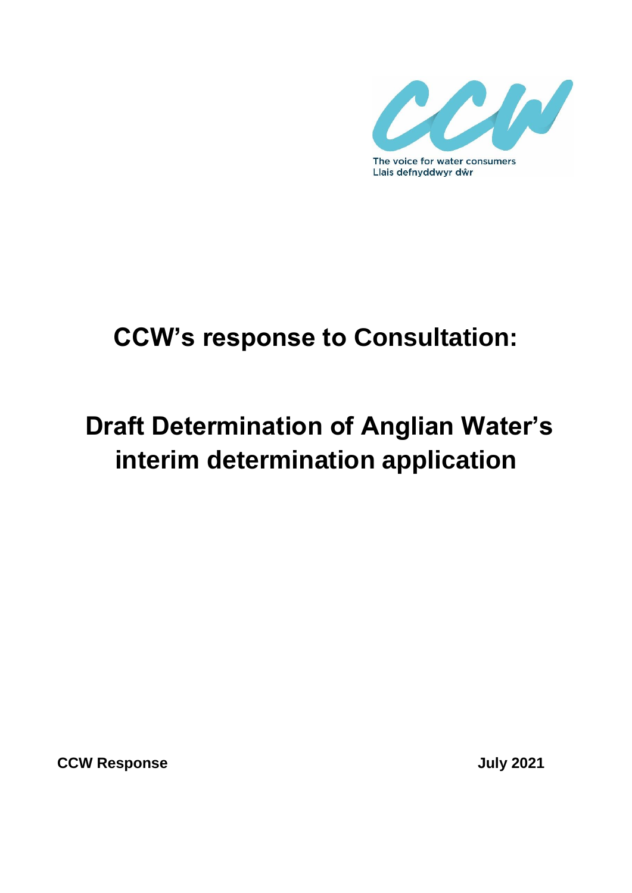The voice for water consumers
Llais defnyddwyr dŵr

# CCW's response to Consultation:

# Draft Determination of Anglian Water's interim determination application

**CCW Response** **July 2021**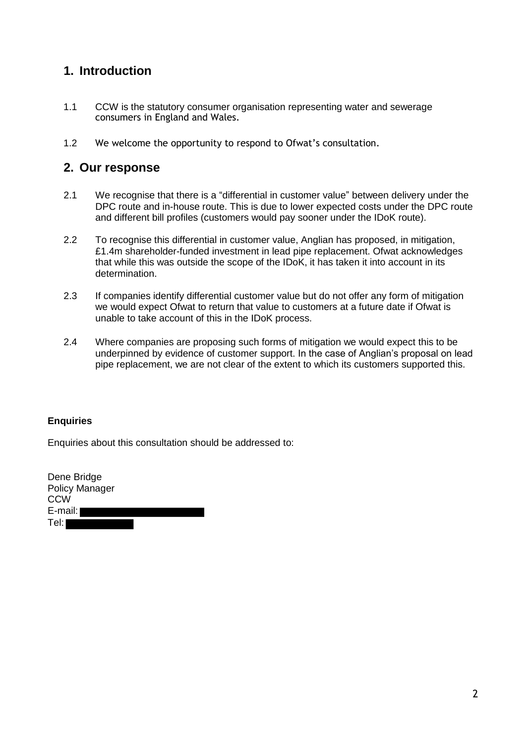## 1. Introduction

1.1 CCW is the statutory consumer organisation representing water and sewerage consumers in England and Wales.

1.2 We welcome the opportunity to respond to Ofwat's consultation.

## 2. Our response

2.1 We recognise that there is a "differential in customer value" between delivery under the DPC route and in-house route. This is due to lower expected costs under the DPC route and different bill profiles (customers would pay sooner under the IDoK route).

2.2 To recognise this differential in customer value, Anglian has proposed, in mitigation, £1.4m shareholder-funded investment in lead pipe replacement. Ofwat acknowledges that while this was outside the scope of the IDoK, it has taken it into account in its determination.

2.3 If companies identify differential customer value but do not offer any form of mitigation we would expect Ofwat to return that value to customers at a future date if Ofwat is unable to take account of this in the IDoK process.

2.4 Where companies are proposing such forms of mitigation we would expect this to be underpinned by evidence of customer support. In the case of Anglian's proposal on lead pipe replacement, we are not clear of the extent to which its customers supported this.

**Enquiries**

Enquiries about this consultation should be addressed to:

Dene Bridge
Policy Manager
CCW
E-mail:
Tel: